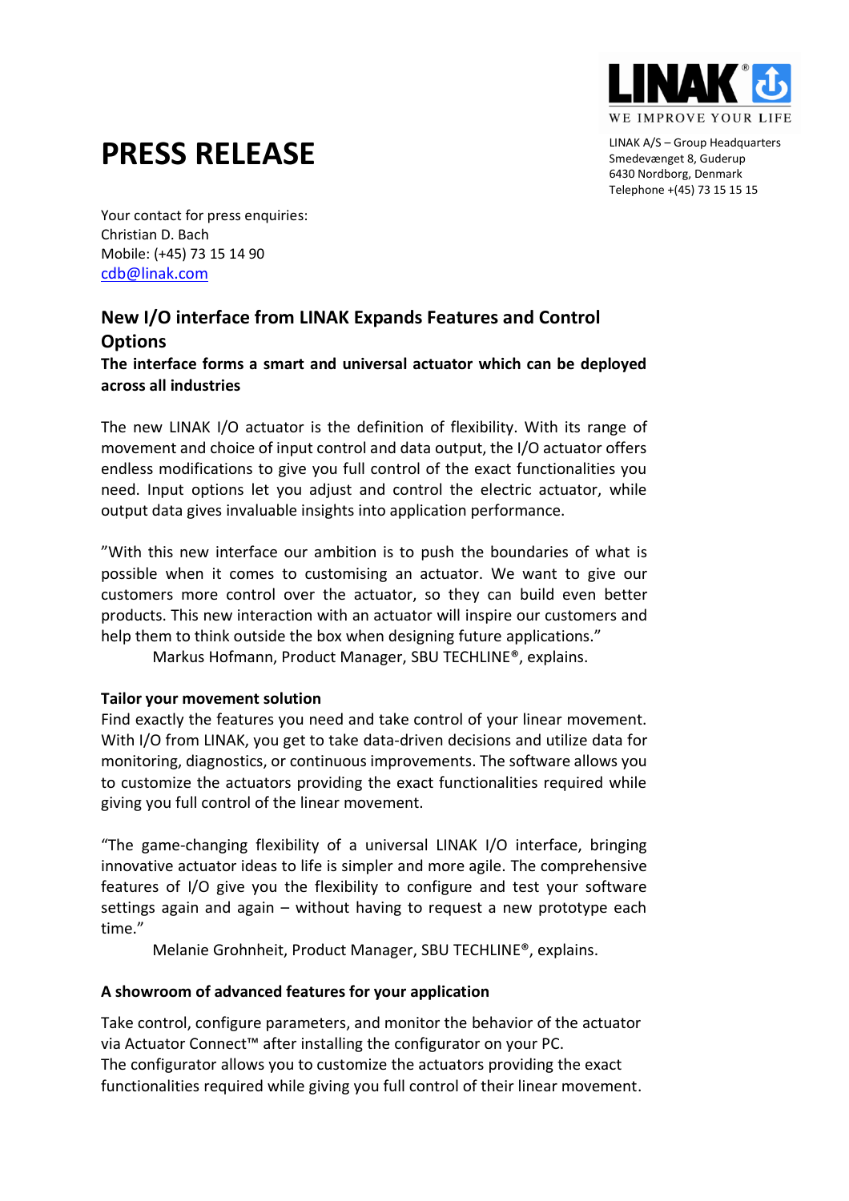LINAK® WE IMPROVE YOUR LIFE

LINAK A/S – Group Headquarters
Smedevænget 8, Guderup
6430 Nordborg, Denmark
Telephone +(45) 73 15 15 15

# PRESS RELEASE

Your contact for press enquiries:
Christian D. Bach
Mobile: (+45) 73 15 14 90
cdb@linak.com

## New I/O interface from LINAK Expands Features and Control Options

**The interface forms a smart and universal actuator which can be deployed across all industries**

The new LINAK I/O actuator is the definition of flexibility. With its range of movement and choice of input control and data output, the I/O actuator offers endless modifications to give you full control of the exact functionalities you need. Input options let you adjust and control the electric actuator, while output data gives invaluable insights into application performance.

”With this new interface our ambition is to push the boundaries of what is possible when it comes to customising an actuator. We want to give our customers more control over the actuator, so they can build even better products. This new interaction with an actuator will inspire our customers and help them to think outside the box when designing future applications.”

Markus Hofmann, Product Manager, SBU TECHLINE®, explains.

### Tailor your movement solution

Find exactly the features you need and take control of your linear movement. With I/O from LINAK, you get to take data-driven decisions and utilize data for monitoring, diagnostics, or continuous improvements. The software allows you to customize the actuators providing the exact functionalities required while giving you full control of the linear movement.

“The game-changing flexibility of a universal LINAK I/O interface, bringing innovative actuator ideas to life is simpler and more agile. The comprehensive features of I/O give you the flexibility to configure and test your software settings again and again – without having to request a new prototype each time.”

Melanie Grohnheit, Product Manager, SBU TECHLINE®, explains.

### A showroom of advanced features for your application

Take control, configure parameters, and monitor the behavior of the actuator via Actuator Connect™ after installing the configurator on your PC.
The configurator allows you to customize the actuators providing the exact functionalities required while giving you full control of their linear movement.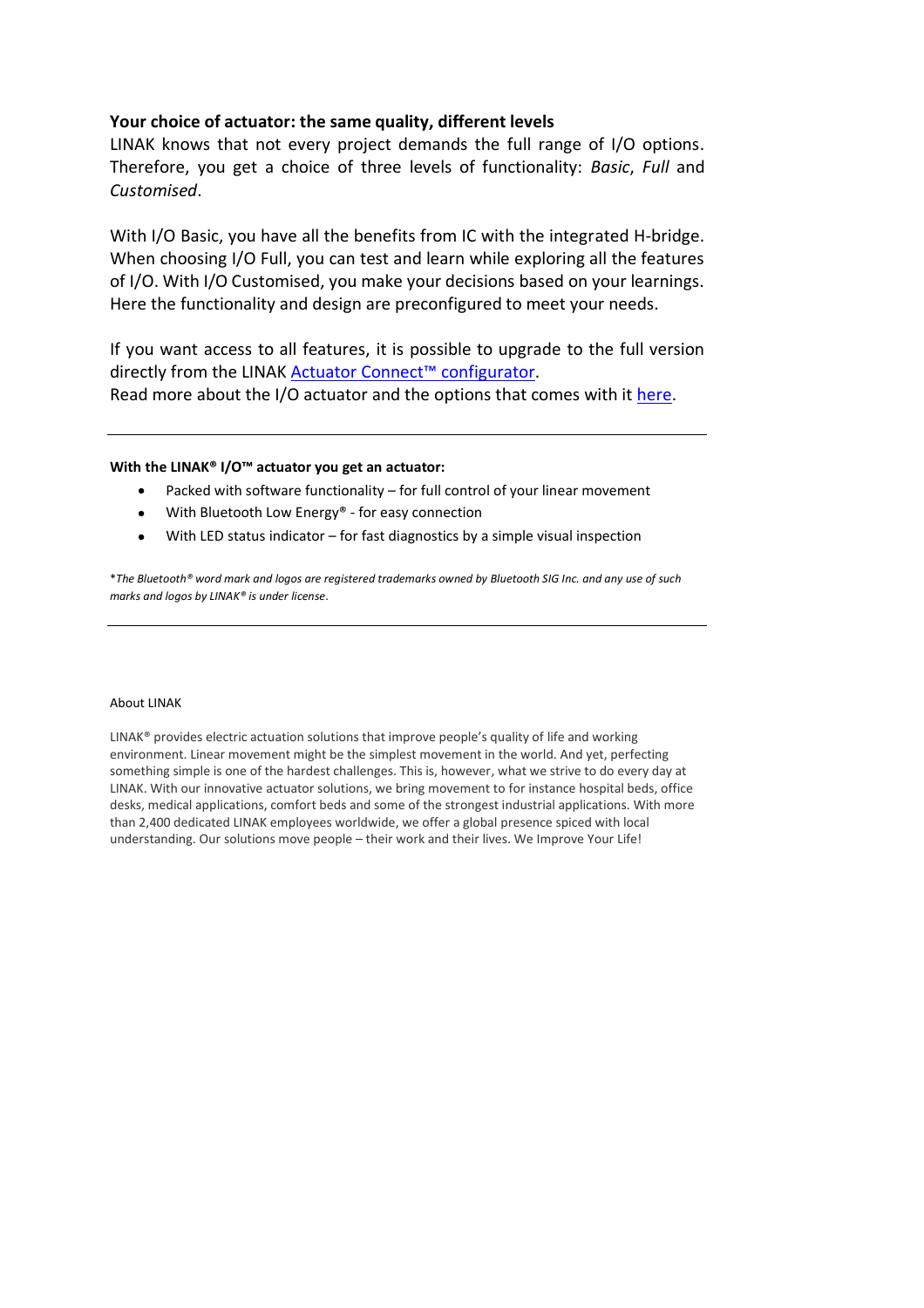**Your choice of actuator: the same quality, different levels**

LINAK knows that not every project demands the full range of I/O options. Therefore, you get a choice of three levels of functionality: *Basic*, *Full* and *Customised*.

With I/O Basic, you have all the benefits from IC with the integrated H-bridge. When choosing I/O Full, you can test and learn while exploring all the features of I/O. With I/O Customised, you make your decisions based on your learnings. Here the functionality and design are preconfigured to meet your needs.

If you want access to all features, it is possible to upgrade to the full version directly from the LINAK Actuator Connect™ configurator.
Read more about the I/O actuator and the options that comes with it here.

---

**With the LINAK® I/O™ actuator you get an actuator:**

- Packed with software functionality – for full control of your linear movement
- With Bluetooth Low Energy® - for easy connection
- With LED status indicator – for fast diagnostics by a simple visual inspection

*\*The Bluetooth® word mark and logos are registered trademarks owned by Bluetooth SIG Inc. and any use of such marks and logos by LINAK® is under license.*

---

About LINAK

LINAK® provides electric actuation solutions that improve people's quality of life and working environment. Linear movement might be the simplest movement in the world. And yet, perfecting something simple is one of the hardest challenges. This is, however, what we strive to do every day at LINAK. With our innovative actuator solutions, we bring movement to for instance hospital beds, office desks, medical applications, comfort beds and some of the strongest industrial applications. With more than 2,400 dedicated LINAK employees worldwide, we offer a global presence spiced with local understanding. Our solutions move people – their work and their lives. We Improve Your Life!